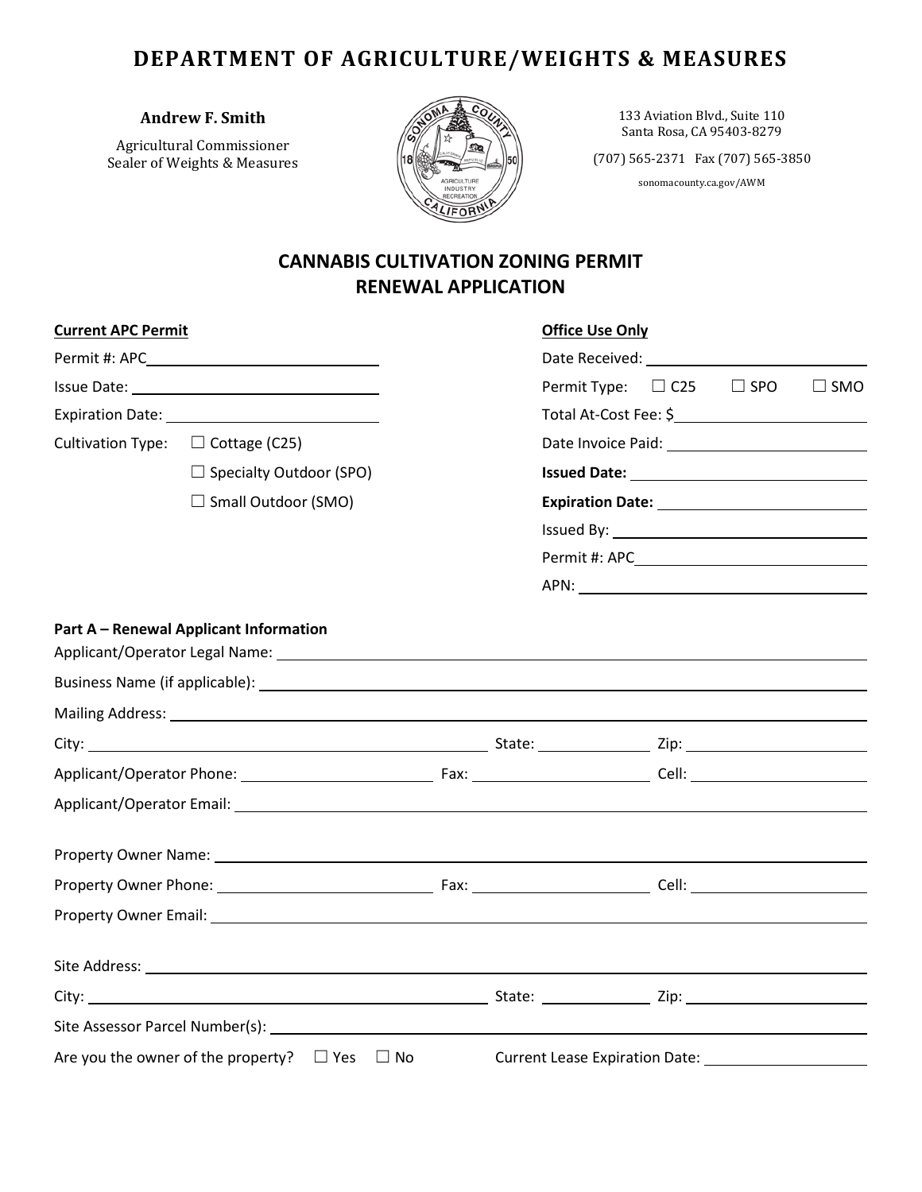# DEPARTMENT OF AGRICULTURE/WEIGHTS & MEASURES

**Andrew F. Smith**

Agricultural Commissioner
Sealer of Weights & Measures

133 Aviation Blvd., Suite 110
Santa Rosa, CA 95403-8279

(707) 565-2371 Fax (707) 565-3850

sonomacounty.ca.gov/AWM

## CANNABIS CULTIVATION ZONING PERMIT RENEWAL APPLICATION

**Current APC Permit**

Permit #: APC\_\_\_\_\_\_\_\_\_\_\_\_\_\_\_\_\_\_\_\_

Issue Date: \_\_\_\_\_\_\_\_\_\_\_\_\_\_\_\_\_\_\_\_

Expiration Date: \_\_\_\_\_\_\_\_\_\_\_\_\_\_\_\_\_\_\_\_

Cultivation Type:
- ☐ Cottage (C25)
- ☐ Specialty Outdoor (SPO)
- ☐ Small Outdoor (SMO)

**Office Use Only**

Date Received: \_\_\_\_\_\_\_\_\_\_\_\_\_\_\_\_\_\_\_\_

Permit Type: ☐ C25 ☐ SPO ☐ SMO

Total At-Cost Fee: $\_\_\_\_\_\_\_\_\_\_\_\_\_\_\_\_\_\_\_\_

Date Invoice Paid: \_\_\_\_\_\_\_\_\_\_\_\_\_\_\_\_\_\_\_\_

**Issued Date:** \_\_\_\_\_\_\_\_\_\_\_\_\_\_\_\_\_\_\_\_

**Expiration Date:** \_\_\_\_\_\_\_\_\_\_\_\_\_\_\_\_\_\_\_\_

Issued By: \_\_\_\_\_\_\_\_\_\_\_\_\_\_\_\_\_\_\_\_

Permit #: APC\_\_\_\_\_\_\_\_\_\_\_\_\_\_\_\_\_\_\_\_

APN: \_\_\_\_\_\_\_\_\_\_\_\_\_\_\_\_\_\_\_\_

**Part A – Renewal Applicant Information**

Applicant/Operator Legal Name: \_\_\_\_\_\_\_\_\_\_\_\_\_\_\_\_\_\_\_\_

Business Name (if applicable): \_\_\_\_\_\_\_\_\_\_\_\_\_\_\_\_\_\_\_\_

Mailing Address: \_\_\_\_\_\_\_\_\_\_\_\_\_\_\_\_\_\_\_\_

City: \_\_\_\_\_\_\_\_\_\_\_\_\_\_\_\_\_\_\_\_ State: \_\_\_\_\_\_\_\_\_\_ Zip: \_\_\_\_\_\_\_\_\_\_

Applicant/Operator Phone: \_\_\_\_\_\_\_\_\_\_\_\_\_\_\_\_\_\_\_\_ Fax: \_\_\_\_\_\_\_\_\_\_ Cell: \_\_\_\_\_\_\_\_\_\_

Applicant/Operator Email: \_\_\_\_\_\_\_\_\_\_\_\_\_\_\_\_\_\_\_\_

Property Owner Name: \_\_\_\_\_\_\_\_\_\_\_\_\_\_\_\_\_\_\_\_

Property Owner Phone: \_\_\_\_\_\_\_\_\_\_\_\_\_\_\_\_\_\_\_\_ Fax: \_\_\_\_\_\_\_\_\_\_ Cell: \_\_\_\_\_\_\_\_\_\_

Property Owner Email: \_\_\_\_\_\_\_\_\_\_\_\_\_\_\_\_\_\_\_\_

Site Address: \_\_\_\_\_\_\_\_\_\_\_\_\_\_\_\_\_\_\_\_

City: \_\_\_\_\_\_\_\_\_\_\_\_\_\_\_\_\_\_\_\_ State: \_\_\_\_\_\_\_\_\_\_ Zip: \_\_\_\_\_\_\_\_\_\_

Site Assessor Parcel Number(s): \_\_\_\_\_\_\_\_\_\_\_\_\_\_\_\_\_\_\_\_

Are you the owner of the property? ☐ Yes ☐ No Current Lease Expiration Date: \_\_\_\_\_\_\_\_\_\_\_\_\_\_\_\_\_\_\_\_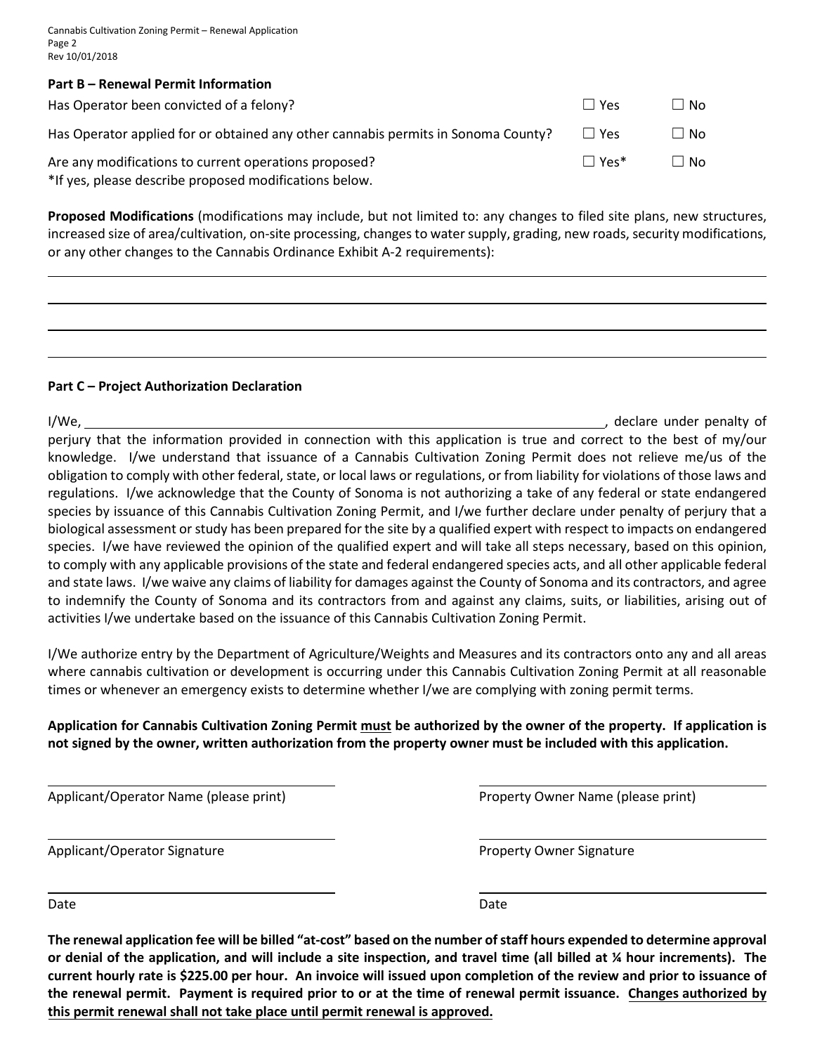## Part B – Renewal Permit Information

| | | |
|---|---|---|
| Has Operator been convicted of a felony? | ☐ Yes | ☐ No |
| Has Operator applied for or obtained any other cannabis permits in Sonoma County? | ☐ Yes | ☐ No |
| Are any modifications to current operations proposed?<br>*If yes, please describe proposed modifications below. | ☐ Yes* | ☐ No |

**Proposed Modifications** (modifications may include, but not limited to: any changes to filed site plans, new structures, increased size of area/cultivation, on-site processing, changes to water supply, grading, new roads, security modifications, or any other changes to the Cannabis Ordinance Exhibit A-2 requirements):

\_\_\_\_\_\_\_\_\_\_\_\_\_\_\_\_\_\_\_\_\_\_\_\_\_\_\_\_\_\_\_\_\_\_\_\_\_\_\_\_\_\_\_\_\_\_\_\_\_\_\_\_\_\_\_\_\_\_\_\_\_\_\_\_\_\_\_\_\_\_\_\_\_\_\_\_

\_\_\_\_\_\_\_\_\_\_\_\_\_\_\_\_\_\_\_\_\_\_\_\_\_\_\_\_\_\_\_\_\_\_\_\_\_\_\_\_\_\_\_\_\_\_\_\_\_\_\_\_\_\_\_\_\_\_\_\_\_\_\_\_\_\_\_\_\_\_\_\_\_\_\_\_

\_\_\_\_\_\_\_\_\_\_\_\_\_\_\_\_\_\_\_\_\_\_\_\_\_\_\_\_\_\_\_\_\_\_\_\_\_\_\_\_\_\_\_\_\_\_\_\_\_\_\_\_\_\_\_\_\_\_\_\_\_\_\_\_\_\_\_\_\_\_\_\_\_\_\_\_

\_\_\_\_\_\_\_\_\_\_\_\_\_\_\_\_\_\_\_\_\_\_\_\_\_\_\_\_\_\_\_\_\_\_\_\_\_\_\_\_\_\_\_\_\_\_\_\_\_\_\_\_\_\_\_\_\_\_\_\_\_\_\_\_\_\_\_\_\_\_\_\_\_\_\_\_

## Part C – Project Authorization Declaration

I/We, \_\_\_\_\_\_\_\_\_\_\_\_\_\_\_\_\_\_\_\_\_\_\_\_\_\_\_\_\_\_\_\_\_\_\_\_\_\_\_\_\_\_\_\_\_\_\_\_\_\_\_\_\_\_\_\_, declare under penalty of perjury that the information provided in connection with this application is true and correct to the best of my/our knowledge. I/we understand that issuance of a Cannabis Cultivation Zoning Permit does not relieve me/us of the obligation to comply with other federal, state, or local laws or regulations, or from liability for violations of those laws and regulations. I/we acknowledge that the County of Sonoma is not authorizing a take of any federal or state endangered species by issuance of this Cannabis Cultivation Zoning Permit, and I/we further declare under penalty of perjury that a biological assessment or study has been prepared for the site by a qualified expert with respect to impacts on endangered species. I/we have reviewed the opinion of the qualified expert and will take all steps necessary, based on this opinion, to comply with any applicable provisions of the state and federal endangered species acts, and all other applicable federal and state laws. I/we waive any claims of liability for damages against the County of Sonoma and its contractors, and agree to indemnify the County of Sonoma and its contractors from and against any claims, suits, or liabilities, arising out of activities I/we undertake based on the issuance of this Cannabis Cultivation Zoning Permit.

I/We authorize entry by the Department of Agriculture/Weights and Measures and its contractors onto any and all areas where cannabis cultivation or development is occurring under this Cannabis Cultivation Zoning Permit at all reasonable times or whenever an emergency exists to determine whether I/we are complying with zoning permit terms.

**Application for Cannabis Cultivation Zoning Permit <u>must</u> be authorized by the owner of the property. If application is not signed by the owner, written authorization from the property owner must be included with this application.**

| | |
|---|---|
| \_\_\_\_\_\_\_\_\_\_\_\_\_\_\_\_\_\_\_\_\_\_\_\_\_\_\_\_<br>Applicant/Operator Name (please print) | \_\_\_\_\_\_\_\_\_\_\_\_\_\_\_\_\_\_\_\_\_\_\_\_\_\_\_\_<br>Property Owner Name (please print) |
| \_\_\_\_\_\_\_\_\_\_\_\_\_\_\_\_\_\_\_\_\_\_\_\_\_\_\_\_<br>Applicant/Operator Signature | \_\_\_\_\_\_\_\_\_\_\_\_\_\_\_\_\_\_\_\_\_\_\_\_\_\_\_\_<br>Property Owner Signature |
| \_\_\_\_\_\_\_\_\_\_\_\_\_\_\_\_\_\_\_\_\_\_\_\_\_\_\_\_<br>Date | \_\_\_\_\_\_\_\_\_\_\_\_\_\_\_\_\_\_\_\_\_\_\_\_\_\_\_\_<br>Date |

**The renewal application fee will be billed "at-cost" based on the number of staff hours expended to determine approval or denial of the application, and will include a site inspection, and travel time (all billed at ¼ hour increments). The current hourly rate is $225.00 per hour. An invoice will issued upon completion of the review and prior to issuance of the renewal permit. Payment is required prior to or at the time of renewal permit issuance. <u>Changes authorized by this permit renewal shall not take place until permit renewal is approved.</u>**